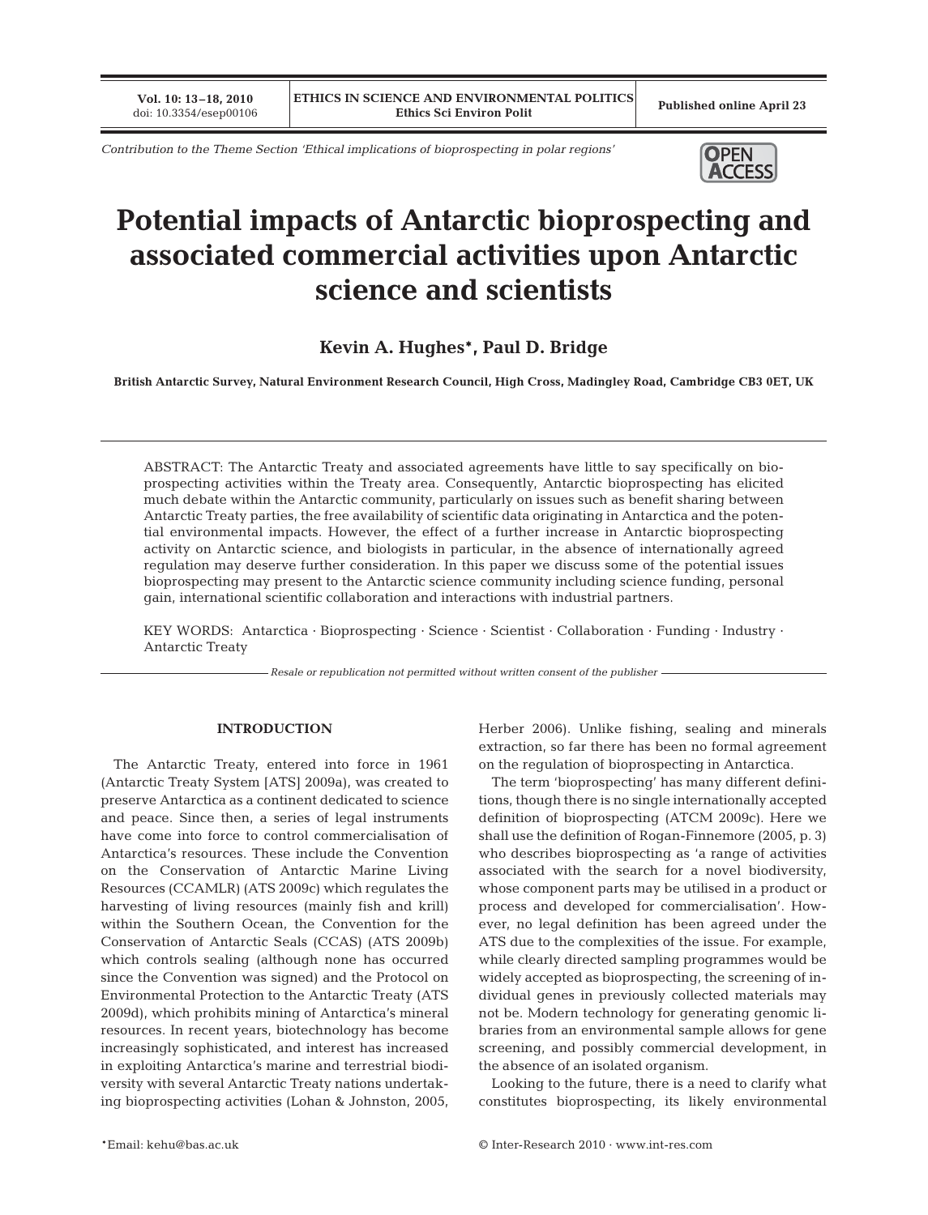*Contribution to the Theme Section 'Ethical implications of bioprospecting in polar regions'*

# Potential impacts of Antarctic bioprospecting and associated commercial activities upon Antarctic science and scientists

**Kevin A. Hughes\*, Paul D. Bridge**

**British Antarctic Survey, Natural Environment Research Council, High Cross, Madingley Road, Cambridge CB3 0ET, UK**

ABSTRACT: The Antarctic Treaty and associated agreements have little to say specifically on bioprospecting activities within the Treaty area. Consequently, Antarctic bioprospecting has elicited much debate within the Antarctic community, particularly on issues such as benefit sharing between Antarctic Treaty parties, the free availability of scientific data originating in Antarctica and the potential environmental impacts. However, the effect of a further increase in Antarctic bioprospecting activity on Antarctic science, and biologists in particular, in the absence of internationally agreed regulation may deserve further consideration. In this paper we discuss some of the potential issues bioprospecting may present to the Antarctic science community including science funding, personal gain, international scientific collaboration and interactions with industrial partners.

KEY WORDS: Antarctica · Bioprospecting · Science · Scientist · Collaboration · Funding · Industry · Antarctic Treaty

*Resale or republication not permitted without written consent of the publisher*

## INTRODUCTION

The Antarctic Treaty, entered into force in 1961 (Antarctic Treaty System [ATS] 2009a), was created to preserve Antarctica as a continent dedicated to science and peace. Since then, a series of legal instruments have come into force to control commercialisation of Antarctica's resources. These include the Convention on the Conservation of Antarctic Marine Living Resources (CCAMLR) (ATS 2009c) which regulates the harvesting of living resources (mainly fish and krill) within the Southern Ocean, the Convention for the Conservation of Antarctic Seals (CCAS) (ATS 2009b) which controls sealing (although none has occurred since the Convention was signed) and the Protocol on Environmental Protection to the Antarctic Treaty (ATS 2009d), which prohibits mining of Antarctica's mineral resources. In recent years, biotechnology has become increasingly sophisticated, and interest has increased in exploiting Antarctica's marine and terrestrial biodiversity with several Antarctic Treaty nations undertaking bioprospecting activities (Lohan & Johnston, 2005, Herber 2006). Unlike fishing, sealing and minerals extraction, so far there has been no formal agreement on the regulation of bioprospecting in Antarctica.

The term 'bioprospecting' has many different definitions, though there is no single internationally accepted definition of bioprospecting (ATCM 2009c). Here we shall use the definition of Rogan-Finnemore (2005, p. 3) who describes bioprospecting as 'a range of activities associated with the search for a novel biodiversity, whose component parts may be utilised in a product or process and developed for commercialisation'. However, no legal definition has been agreed under the ATS due to the complexities of the issue. For example, while clearly directed sampling programmes would be widely accepted as bioprospecting, the screening of individual genes in previously collected materials may not be. Modern technology for generating genomic libraries from an environmental sample allows for gene screening, and possibly commercial development, in the absence of an isolated organism.

Looking to the future, there is a need to clarify what constitutes bioprospecting, its likely environmental

\*Email: kehu@bas.ac.uk

© Inter-Research 2010 · www.int-res.com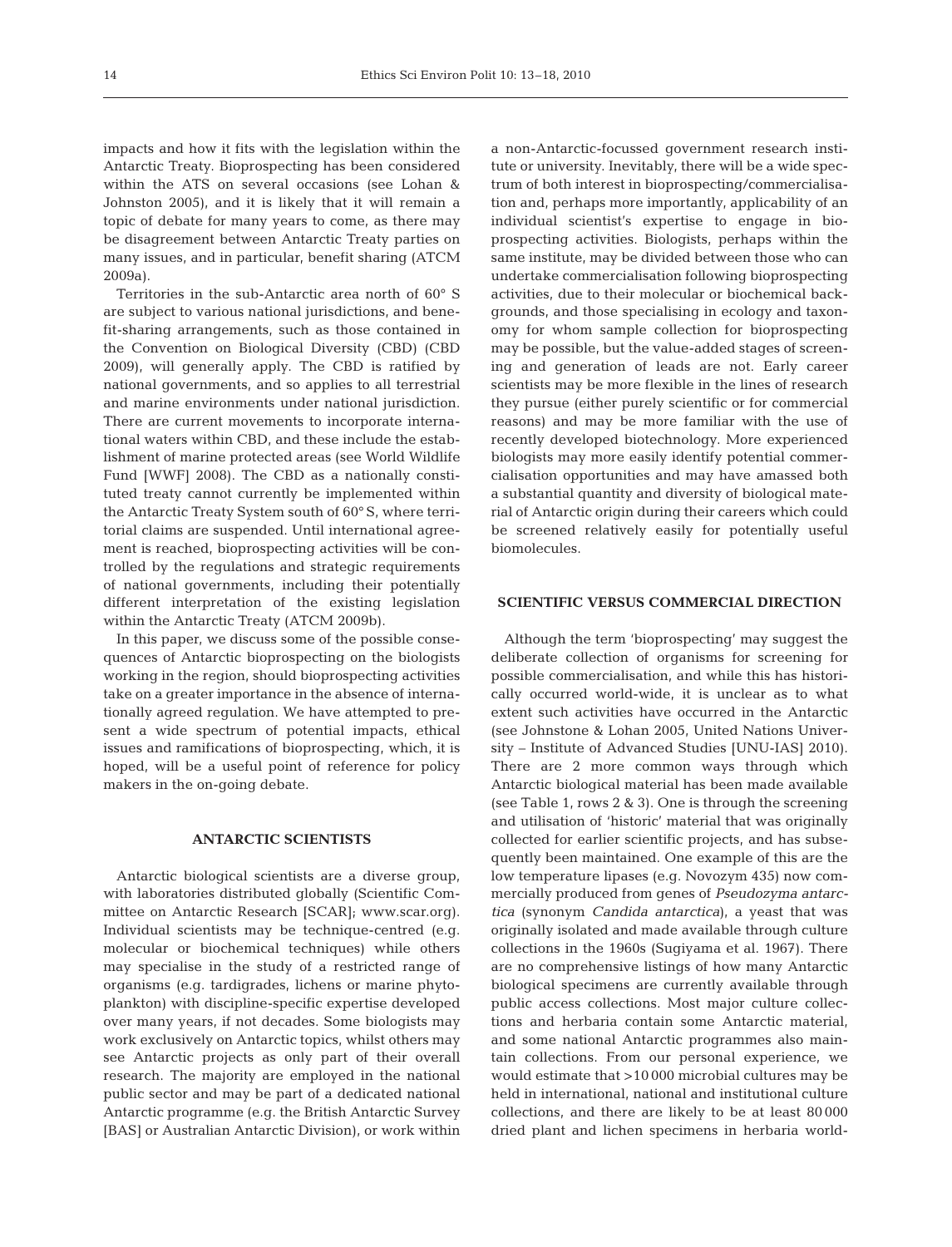impacts and how it fits with the legislation within the Antarctic Treaty. Bioprospecting has been considered within the ATS on several occasions (see Lohan & Johnston 2005), and it is likely that it will remain a topic of debate for many years to come, as there may be disagreement between Antarctic Treaty parties on many issues, and in particular, benefit sharing (ATCM 2009a).

Territories in the sub-Antarctic area north of 60° S are subject to various national jurisdictions, and benefit-sharing arrangements, such as those contained in the Convention on Biological Diversity (CBD) (CBD 2009), will generally apply. The CBD is ratified by national governments, and so applies to all terrestrial and marine environments under national jurisdiction. There are current movements to incorporate international waters within CBD, and these include the establishment of marine protected areas (see World Wildlife Fund [WWF] 2008). The CBD as a nationally constituted treaty cannot currently be implemented within the Antarctic Treaty System south of 60° S, where territorial claims are suspended. Until international agreement is reached, bioprospecting activities will be controlled by the regulations and strategic requirements of national governments, including their potentially different interpretation of the existing legislation within the Antarctic Treaty (ATCM 2009b).

In this paper, we discuss some of the possible consequences of Antarctic bioprospecting on the biologists working in the region, should bioprospecting activities take on a greater importance in the absence of internationally agreed regulation. We have attempted to present a wide spectrum of potential impacts, ethical issues and ramifications of bioprospecting, which, it is hoped, will be a useful point of reference for policy makers in the on-going debate.

## ANTARCTIC SCIENTISTS

Antarctic biological scientists are a diverse group, with laboratories distributed globally (Scientific Committee on Antarctic Research [SCAR]; www.scar.org). Individual scientists may be technique-centred (e.g. molecular or biochemical techniques) while others may specialise in the study of a restricted range of organisms (e.g. tardigrades, lichens or marine phytoplankton) with discipline-specific expertise developed over many years, if not decades. Some biologists may work exclusively on Antarctic topics, whilst others may see Antarctic projects as only part of their overall research. The majority are employed in the national public sector and may be part of a dedicated national Antarctic programme (e.g. the British Antarctic Survey [BAS] or Australian Antarctic Division), or work within a non-Antarctic-focussed government research institute or university. Inevitably, there will be a wide spectrum of both interest in bioprospecting/commercialisation and, perhaps more importantly, applicability of an individual scientist's expertise to engage in bioprospecting activities. Biologists, perhaps within the same institute, may be divided between those who can undertake commercialisation following bioprospecting activities, due to their molecular or biochemical backgrounds, and those specialising in ecology and taxonomy for whom sample collection for bioprospecting may be possible, but the value-added stages of screening and generation of leads are not. Early career scientists may be more flexible in the lines of research they pursue (either purely scientific or for commercial reasons) and may be more familiar with the use of recently developed biotechnology. More experienced biologists may more easily identify potential commercialisation opportunities and may have amassed both a substantial quantity and diversity of biological material of Antarctic origin during their careers which could be screened relatively easily for potentially useful biomolecules.

## SCIENTIFIC VERSUS COMMERCIAL DIRECTION

Although the term 'bioprospecting' may suggest the deliberate collection of organisms for screening for possible commercialisation, and while this has historically occurred world-wide, it is unclear as to what extent such activities have occurred in the Antarctic (see Johnstone & Lohan 2005, United Nations University – Institute of Advanced Studies [UNU-IAS] 2010). There are 2 more common ways through which Antarctic biological material has been made available (see Table 1, rows 2 & 3). One is through the screening and utilisation of 'historic' material that was originally collected for earlier scientific projects, and has subsequently been maintained. One example of this are the low temperature lipases (e.g. Novozym 435) now commercially produced from genes of *Pseudozyma antarctica* (synonym *Candida antarctica*), a yeast that was originally isolated and made available through culture collections in the 1960s (Sugiyama et al. 1967). There are no comprehensive listings of how many Antarctic biological specimens are currently available through public access collections. Most major culture collections and herbaria contain some Antarctic material, and some national Antarctic programmes also maintain collections. From our personal experience, we would estimate that >10 000 microbial cultures may be held in international, national and institutional culture collections, and there are likely to be at least 80 000 dried plant and lichen specimens in herbaria world-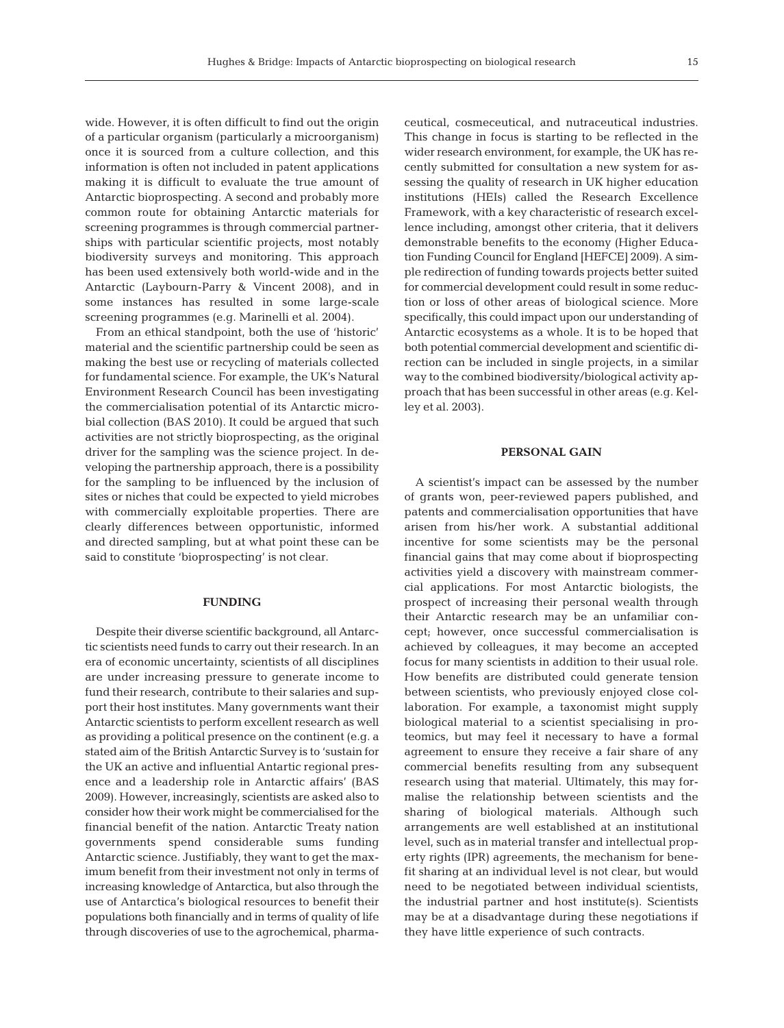wide. However, it is often difficult to find out the origin of a particular organism (particularly a microorganism) once it is sourced from a culture collection, and this information is often not included in patent applications making it is difficult to evaluate the true amount of Antarctic bioprospecting. A second and probably more common route for obtaining Antarctic materials for screening programmes is through commercial partnerships with particular scientific projects, most notably biodiversity surveys and monitoring. This approach has been used extensively both world-wide and in the Antarctic (Laybourn-Parry & Vincent 2008), and in some instances has resulted in some large-scale screening programmes (e.g. Marinelli et al. 2004).

From an ethical standpoint, both the use of 'historic' material and the scientific partnership could be seen as making the best use or recycling of materials collected for fundamental science. For example, the UK's Natural Environment Research Council has been investigating the commercialisation potential of its Antarctic microbial collection (BAS 2010). It could be argued that such activities are not strictly bioprospecting, as the original driver for the sampling was the science project. In developing the partnership approach, there is a possibility for the sampling to be influenced by the inclusion of sites or niches that could be expected to yield microbes with commercially exploitable properties. There are clearly differences between opportunistic, informed and directed sampling, but at what point these can be said to constitute 'bioprospecting' is not clear.

## FUNDING

Despite their diverse scientific background, all Antarctic scientists need funds to carry out their research. In an era of economic uncertainty, scientists of all disciplines are under increasing pressure to generate income to fund their research, contribute to their salaries and support their host institutes. Many governments want their Antarctic scientists to perform excellent research as well as providing a political presence on the continent (e.g. a stated aim of the British Antarctic Survey is to 'sustain for the UK an active and influential Antartic regional presence and a leadership role in Antarctic affairs' (BAS 2009). However, increasingly, scientists are asked also to consider how their work might be commercialised for the financial benefit of the nation. Antarctic Treaty nation governments spend considerable sums funding Antarctic science. Justifiably, they want to get the maximum benefit from their investment not only in terms of increasing knowledge of Antarctica, but also through the use of Antarctica's biological resources to benefit their populations both financially and in terms of quality of life through discoveries of use to the agrochemical, pharmaceutical, cosmeceutical, and nutraceutical industries. This change in focus is starting to be reflected in the wider research environment, for example, the UK has recently submitted for consultation a new system for assessing the quality of research in UK higher education institutions (HEIs) called the Research Excellence Framework, with a key characteristic of research excellence including, amongst other criteria, that it delivers demonstrable benefits to the economy (Higher Education Funding Council for England [HEFCE] 2009). A simple redirection of funding towards projects better suited for commercial development could result in some reduction or loss of other areas of biological science. More specifically, this could impact upon our understanding of Antarctic ecosystems as a whole. It is to be hoped that both potential commercial development and scientific direction can be included in single projects, in a similar way to the combined biodiversity/biological activity approach that has been successful in other areas (e.g. Kelley et al. 2003).

## PERSONAL GAIN

A scientist's impact can be assessed by the number of grants won, peer-reviewed papers published, and patents and commercialisation opportunities that have arisen from his/her work. A substantial additional incentive for some scientists may be the personal financial gains that may come about if bioprospecting activities yield a discovery with mainstream commercial applications. For most Antarctic biologists, the prospect of increasing their personal wealth through their Antarctic research may be an unfamiliar concept; however, once successful commercialisation is achieved by colleagues, it may become an accepted focus for many scientists in addition to their usual role. How benefits are distributed could generate tension between scientists, who previously enjoyed close collaboration. For example, a taxonomist might supply biological material to a scientist specialising in proteomics, but may feel it necessary to have a formal agreement to ensure they receive a fair share of any commercial benefits resulting from any subsequent research using that material. Ultimately, this may formalise the relationship between scientists and the sharing of biological materials. Although such arrangements are well established at an institutional level, such as in material transfer and intellectual property rights (IPR) agreements, the mechanism for benefit sharing at an individual level is not clear, but would need to be negotiated between individual scientists, the industrial partner and host institute(s). Scientists may be at a disadvantage during these negotiations if they have little experience of such contracts.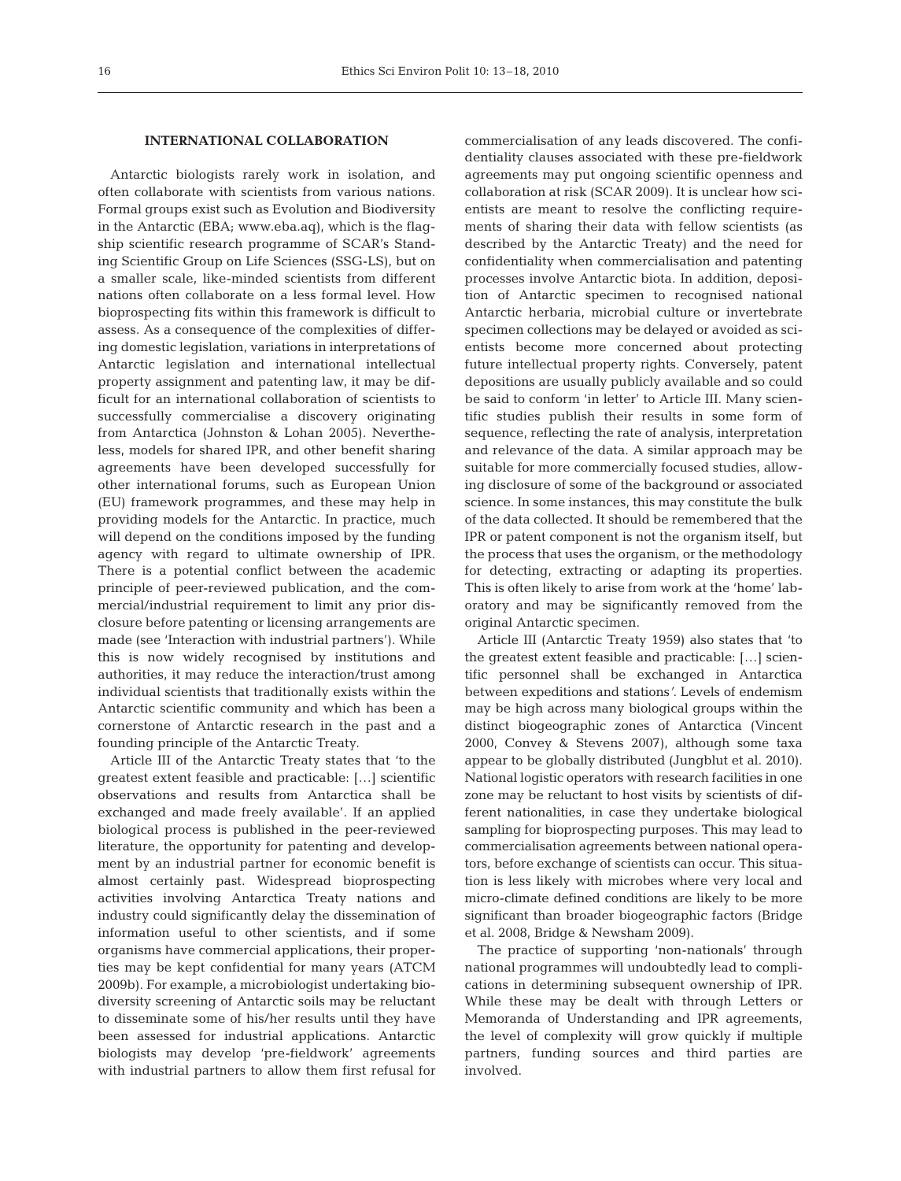## INTERNATIONAL COLLABORATION

Antarctic biologists rarely work in isolation, and often collaborate with scientists from various nations. Formal groups exist such as Evolution and Biodiversity in the Antarctic (EBA; www.eba.aq), which is the flagship scientific research programme of SCAR's Standing Scientific Group on Life Sciences (SSG-LS), but on a smaller scale, like-minded scientists from different nations often collaborate on a less formal level. How bioprospecting fits within this framework is difficult to assess. As a consequence of the complexities of differing domestic legislation, variations in interpretations of Antarctic legislation and international intellectual property assignment and patenting law, it may be difficult for an international collaboration of scientists to successfully commercialise a discovery originating from Antarctica (Johnston & Lohan 2005). Nevertheless, models for shared IPR, and other benefit sharing agreements have been developed successfully for other international forums, such as European Union (EU) framework programmes, and these may help in providing models for the Antarctic. In practice, much will depend on the conditions imposed by the funding agency with regard to ultimate ownership of IPR. There is a potential conflict between the academic principle of peer-reviewed publication, and the commercial/industrial requirement to limit any prior disclosure before patenting or licensing arrangements are made (see 'Interaction with industrial partners'). While this is now widely recognised by institutions and authorities, it may reduce the interaction/trust among individual scientists that traditionally exists within the Antarctic scientific community and which has been a cornerstone of Antarctic research in the past and a founding principle of the Antarctic Treaty.

Article III of the Antarctic Treaty states that 'to the greatest extent feasible and practicable: […] scientific observations and results from Antarctica shall be exchanged and made freely available'. If an applied biological process is published in the peer-reviewed literature, the opportunity for patenting and development by an industrial partner for economic benefit is almost certainly past. Widespread bioprospecting activities involving Antarctica Treaty nations and industry could significantly delay the dissemination of information useful to other scientists, and if some organisms have commercial applications, their properties may be kept confidential for many years (ATCM 2009b). For example, a microbiologist undertaking biodiversity screening of Antarctic soils may be reluctant to disseminate some of his/her results until they have been assessed for industrial applications. Antarctic biologists may develop 'pre-fieldwork' agreements with industrial partners to allow them first refusal for commercialisation of any leads discovered. The confidentiality clauses associated with these pre-fieldwork agreements may put ongoing scientific openness and collaboration at risk (SCAR 2009). It is unclear how scientists are meant to resolve the conflicting requirements of sharing their data with fellow scientists (as described by the Antarctic Treaty) and the need for confidentiality when commercialisation and patenting processes involve Antarctic biota. In addition, deposition of Antarctic specimen to recognised national Antarctic herbaria, microbial culture or invertebrate specimen collections may be delayed or avoided as scientists become more concerned about protecting future intellectual property rights. Conversely, patent depositions are usually publicly available and so could be said to conform 'in letter' to Article III. Many scientific studies publish their results in some form of sequence, reflecting the rate of analysis, interpretation and relevance of the data. A similar approach may be suitable for more commercially focused studies, allowing disclosure of some of the background or associated science. In some instances, this may constitute the bulk of the data collected. It should be remembered that the IPR or patent component is not the organism itself, but the process that uses the organism, or the methodology for detecting, extracting or adapting its properties. This is often likely to arise from work at the 'home' laboratory and may be significantly removed from the original Antarctic specimen.

Article III (Antarctic Treaty 1959) also states that 'to the greatest extent feasible and practicable: […] scientific personnel shall be exchanged in Antarctica between expeditions and stations'. Levels of endemism may be high across many biological groups within the distinct biogeographic zones of Antarctica (Vincent 2000, Convey & Stevens 2007), although some taxa appear to be globally distributed (Jungblut et al. 2010). National logistic operators with research facilities in one zone may be reluctant to host visits by scientists of different nationalities, in case they undertake biological sampling for bioprospecting purposes. This may lead to commercialisation agreements between national operators, before exchange of scientists can occur. This situation is less likely with microbes where very local and micro-climate defined conditions are likely to be more significant than broader biogeographic factors (Bridge et al. 2008, Bridge & Newsham 2009).

The practice of supporting 'non-nationals' through national programmes will undoubtedly lead to complications in determining subsequent ownership of IPR. While these may be dealt with through Letters or Memoranda of Understanding and IPR agreements, the level of complexity will grow quickly if multiple partners, funding sources and third parties are involved.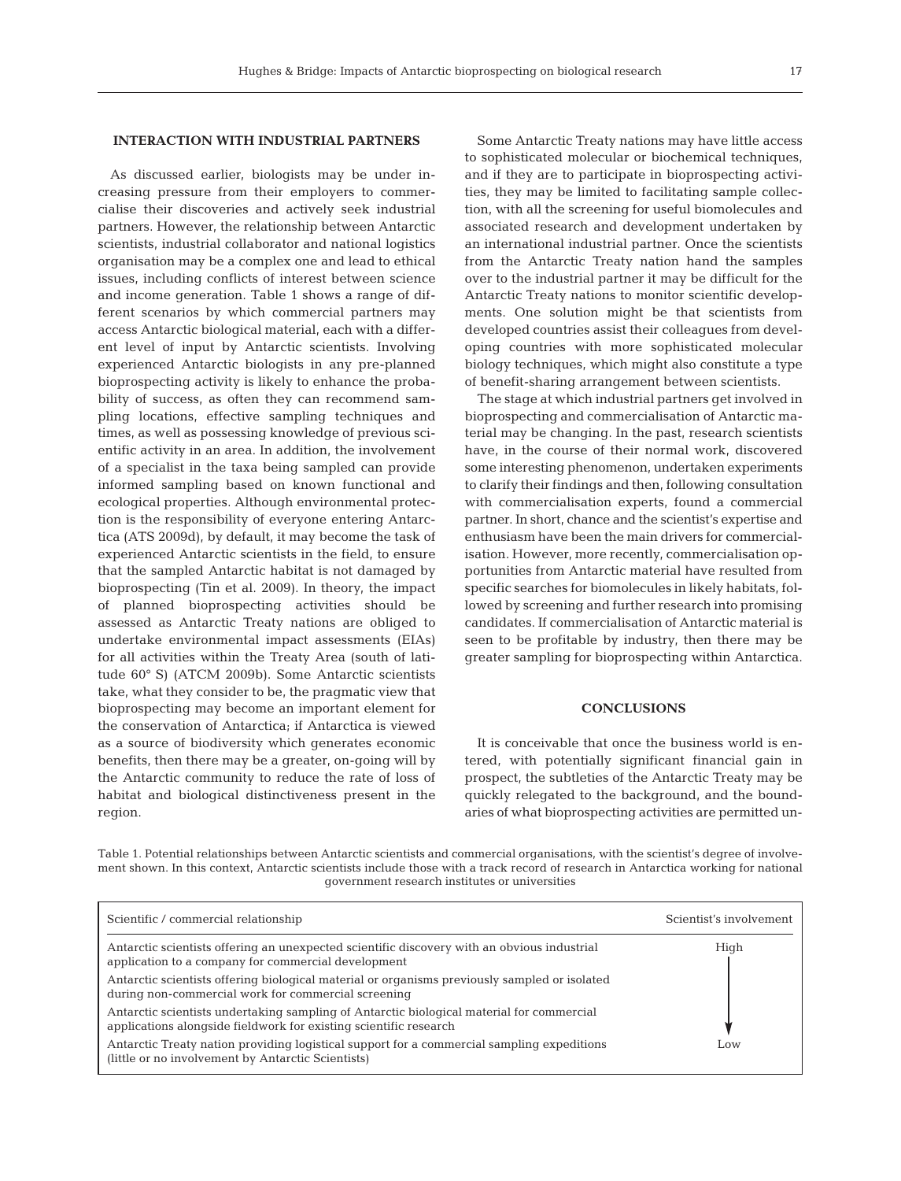## INTERACTION WITH INDUSTRIAL PARTNERS

As discussed earlier, biologists may be under increasing pressure from their employers to commercialise their discoveries and actively seek industrial partners. However, the relationship between Antarctic scientists, industrial collaborator and national logistics organisation may be a complex one and lead to ethical issues, including conflicts of interest between science and income generation. Table 1 shows a range of different scenarios by which commercial partners may access Antarctic biological material, each with a different level of input by Antarctic scientists. Involving experienced Antarctic biologists in any pre-planned bioprospecting activity is likely to enhance the probability of success, as often they can recommend sampling locations, effective sampling techniques and times, as well as possessing knowledge of previous scientific activity in an area. In addition, the involvement of a specialist in the taxa being sampled can provide informed sampling based on known functional and ecological properties. Although environmental protection is the responsibility of everyone entering Antarctica (ATS 2009d), by default, it may become the task of experienced Antarctic scientists in the field, to ensure that the sampled Antarctic habitat is not damaged by bioprospecting (Tin et al. 2009). In theory, the impact of planned bioprospecting activities should be assessed as Antarctic Treaty nations are obliged to undertake environmental impact assessments (EIAs) for all activities within the Treaty Area (south of latitude 60° S) (ATCM 2009b). Some Antarctic scientists take, what they consider to be, the pragmatic view that bioprospecting may become an important element for the conservation of Antarctica; if Antarctica is viewed as a source of biodiversity which generates economic benefits, then there may be a greater, on-going will by the Antarctic community to reduce the rate of loss of habitat and biological distinctiveness present in the region.

Some Antarctic Treaty nations may have little access to sophisticated molecular or biochemical techniques, and if they are to participate in bioprospecting activities, they may be limited to facilitating sample collection, with all the screening for useful biomolecules and associated research and development undertaken by an international industrial partner. Once the scientists from the Antarctic Treaty nation hand the samples over to the industrial partner it may be difficult for the Antarctic Treaty nations to monitor scientific developments. One solution might be that scientists from developed countries assist their colleagues from developing countries with more sophisticated molecular biology techniques, which might also constitute a type of benefit-sharing arrangement between scientists.

The stage at which industrial partners get involved in bioprospecting and commercialisation of Antarctic material may be changing. In the past, research scientists have, in the course of their normal work, discovered some interesting phenomenon, undertaken experiments to clarify their findings and then, following consultation with commercialisation experts, found a commercial partner. In short, chance and the scientist's expertise and enthusiasm have been the main drivers for commercialisation. However, more recently, commercialisation opportunities from Antarctic material have resulted from specific searches for biomolecules in likely habitats, followed by screening and further research into promising candidates. If commercialisation of Antarctic material is seen to be profitable by industry, then there may be greater sampling for bioprospecting within Antarctica.

## CONCLUSIONS

It is conceivable that once the business world is entered, with potentially significant financial gain in prospect, the subtleties of the Antarctic Treaty may be quickly relegated to the background, and the boundaries of what bioprospecting activities are permitted un-

Table 1. Potential relationships between Antarctic scientists and commercial organisations, with the scientist's degree of involvement shown. In this context, Antarctic scientists include those with a track record of research in Antarctica working for national government research institutes or universities

| Scientific / commercial relationship | Scientist's involvement |
|---|---|
| Antarctic scientists offering an unexpected scientific discovery with an obvious industrial application to a company for commercial development | High |
| Antarctic scientists offering biological material or organisms previously sampled or isolated during non-commercial work for commercial screening | ↓ |
| Antarctic scientists undertaking sampling of Antarctic biological material for commercial applications alongside fieldwork for existing scientific research | ↓ |
| Antarctic Treaty nation providing logistical support for a commercial sampling expeditions (little or no involvement by Antarctic Scientists) | Low |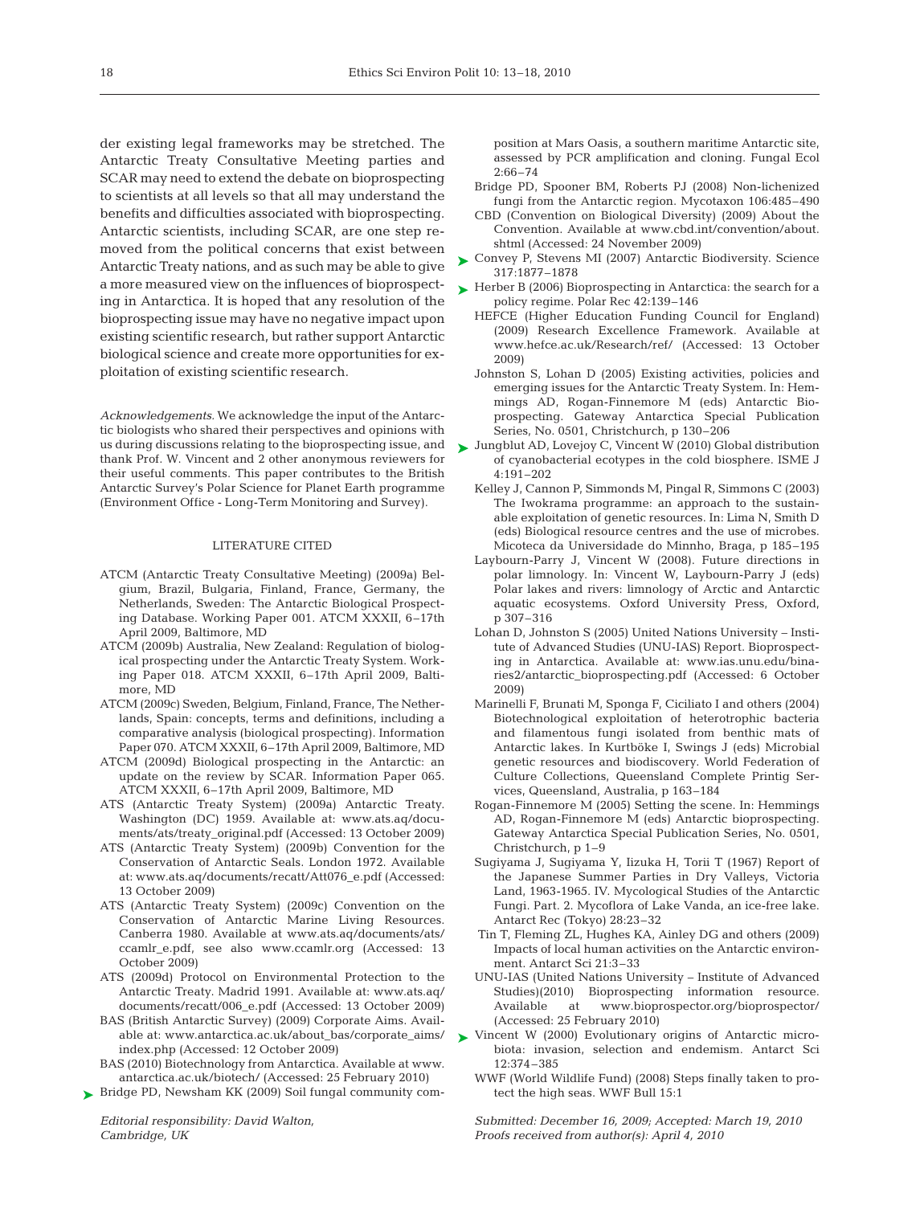der existing legal frameworks may be stretched. The Antarctic Treaty Consultative Meeting parties and SCAR may need to extend the debate on bioprospecting to scientists at all levels so that all may understand the benefits and difficulties associated with bioprospecting. Antarctic scientists, including SCAR, are one step removed from the political concerns that exist between Antarctic Treaty nations, and as such may be able to give a more measured view on the influences of bioprospecting in Antarctica. It is hoped that any resolution of the bioprospecting issue may have no negative impact upon existing scientific research, but rather support Antarctic biological science and create more opportunities for exploitation of existing scientific research.

*Acknowledgements.* We acknowledge the input of the Antarctic biologists who shared their perspectives and opinions with us during discussions relating to the bioprospecting issue, and thank Prof. W. Vincent and 2 other anonymous reviewers for their useful comments. This paper contributes to the British Antarctic Survey's Polar Science for Planet Earth programme (Environment Office - Long-Term Monitoring and Survey).

## LITERATURE CITED

- ATCM (Antarctic Treaty Consultative Meeting) (2009a) Belgium, Brazil, Bulgaria, Finland, France, Germany, the Netherlands, Sweden: The Antarctic Biological Prospecting Database. Working Paper 001. ATCM XXXII, 6–17th April 2009, Baltimore, MD
- ATCM (2009b) Australia, New Zealand: Regulation of biological prospecting under the Antarctic Treaty System. Working Paper 018. ATCM XXXII, 6–17th April 2009, Baltimore, MD
- ATCM (2009c) Sweden, Belgium, Finland, France, The Netherlands, Spain: concepts, terms and definitions, including a comparative analysis (biological prospecting). Information Paper 070. ATCM XXXII, 6–17th April 2009, Baltimore, MD
- ATCM (2009d) Biological prospecting in the Antarctic: an update on the review by SCAR. Information Paper 065. ATCM XXXII, 6–17th April 2009, Baltimore, MD
- ATS (Antarctic Treaty System) (2009a) Antarctic Treaty. Washington (DC) 1959. Available at: www.ats.aq/documents/ats/treaty_original.pdf (Accessed: 13 October 2009)
- ATS (Antarctic Treaty System) (2009b) Convention for the Conservation of Antarctic Seals. London 1972. Available at: www.ats.aq/documents/recatt/Att076_e.pdf (Accessed: 13 October 2009)
- ATS (Antarctic Treaty System) (2009c) Convention on the Conservation of Antarctic Marine Living Resources. Canberra 1980. Available at www.ats.aq/documents/ats/ccamlr_e.pdf, see also www.ccamlr.org (Accessed: 13 October 2009)
- ATS (2009d) Protocol on Environmental Protection to the Antarctic Treaty. Madrid 1991. Available at: www.ats.aq/documents/recatt/006_e.pdf (Accessed: 13 October 2009)
- BAS (British Antarctic Survey) (2009) Corporate Aims. Available at: www.antarctica.ac.uk/about_bas/corporate_aims/index.php (Accessed: 12 October 2009)
- BAS (2010) Biotechnology from Antarctica. Available at www.antarctica.ac.uk/biotech/ (Accessed: 25 February 2010)
- Bridge PD, Newsham KK (2009) Soil fungal community composition at Mars Oasis, a southern maritime Antarctic site, assessed by PCR amplification and cloning. Fungal Ecol 2:66–74
- Bridge PD, Spooner BM, Roberts PJ (2008) Non-lichenized fungi from the Antarctic region. Mycotaxon 106:485–490
- CBD (Convention on Biological Diversity) (2009) About the Convention. Available at www.cbd.int/convention/about.shtml (Accessed: 24 November 2009)
- Convey P, Stevens MI (2007) Antarctic Biodiversity. Science 317:1877–1878
- Herber B (2006) Bioprospecting in Antarctica: the search for a policy regime. Polar Rec 42:139–146
- HEFCE (Higher Education Funding Council for England) (2009) Research Excellence Framework. Available at www.hefce.ac.uk/Research/ref/ (Accessed: 13 October 2009)
- Johnston S, Lohan D (2005) Existing activities, policies and emerging issues for the Antarctic Treaty System. In: Hemmings AD, Rogan-Finnemore M (eds) Antarctic Bioprospecting. Gateway Antarctica Special Publication Series, No. 0501, Christchurch, p 130–206
- Jungblut AD, Lovejoy C, Vincent W (2010) Global distribution of cyanobacterial ecotypes in the cold biosphere. ISME J 4:191–202
- Kelley J, Cannon P, Simmonds M, Pingal R, Simmons C (2003) The Iwokrama programme: an approach to the sustainable exploitation of genetic resources. In: Lima N, Smith D (eds) Biological resource centres and the use of microbes. Micoteca da Universidade do Minnho, Braga, p 185–195
- Laybourn-Parry J, Vincent W (2008). Future directions in polar limnology. In: Vincent W, Laybourn-Parry J (eds) Polar lakes and rivers: limnology of Arctic and Antarctic aquatic ecosystems. Oxford University Press, Oxford, p 307–316
- Lohan D, Johnston S (2005) United Nations University – Institute of Advanced Studies (UNU-IAS) Report. Bioprospecting in Antarctica. Available at: www.ias.unu.edu/binaries2/antarctic_bioprospecting.pdf (Accessed: 6 October 2009)
- Marinelli F, Brunati M, Sponga F, Ciciliato I and others (2004) Biotechnological exploitation of heterotrophic bacteria and filamentous fungi isolated from benthic mats of Antarctic lakes. In Kurtböke I, Swings J (eds) Microbial genetic resources and biodiscovery. World Federation of Culture Collections, Queensland Complete Printig Services, Queensland, Australia, p 163–184
- Rogan-Finnemore M (2005) Setting the scene. In: Hemmings AD, Rogan-Finnemore M (eds) Antarctic bioprospecting. Gateway Antarctica Special Publication Series, No. 0501, Christchurch, p 1–9
- Sugiyama J, Sugiyama Y, Iizuka H, Torii T (1967) Report of the Japanese Summer Parties in Dry Valleys, Victoria Land, 1963-1965. IV. Mycological Studies of the Antarctic Fungi. Part. 2. Mycoflora of Lake Vanda, an ice-free lake. Antarct Rec (Tokyo) 28:23–32
- Tin T, Fleming ZL, Hughes KA, Ainley DG and others (2009) Impacts of local human activities on the Antarctic environment. Antarct Sci 21:3–33
- UNU-IAS (United Nations University – Institute of Advanced Studies)(2010) Bioprospecting information resource. Available at www.bioprospector.org/bioprospector/ (Accessed: 25 February 2010)
- Vincent W (2000) Evolutionary origins of Antarctic microbiota: invasion, selection and endemism. Antarct Sci 12:374–385
- WWF (World Wildlife Fund) (2008) Steps finally taken to protect the high seas. WWF Bull 15:1

*Editorial responsibility: David Walton, Cambridge, UK*

*Submitted: December 16, 2009; Accepted: March 19, 2010*
*Proofs received from author(s): April 4, 2010*